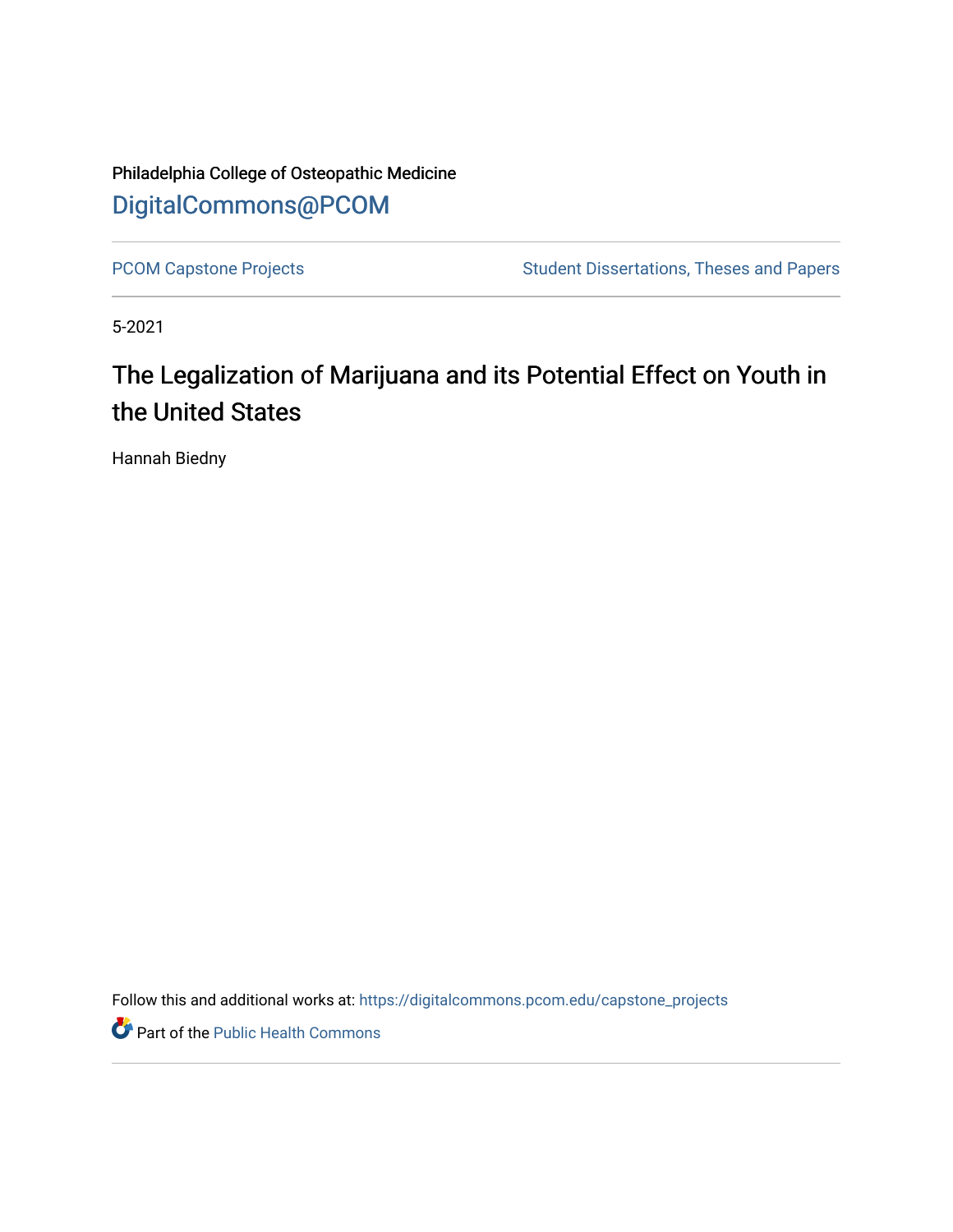Philadelphia College of Osteopathic Medicine

DigitalCommons@PCOM

PCOM Capstone Projects | Student Dissertations, Theses and Papers

5-2021

# The Legalization of Marijuana and its Potential Effect on Youth in the United States

Hannah Biedny

Follow this and additional works at: https://digitalcommons.pcom.edu/capstone_projects

Part of the Public Health Commons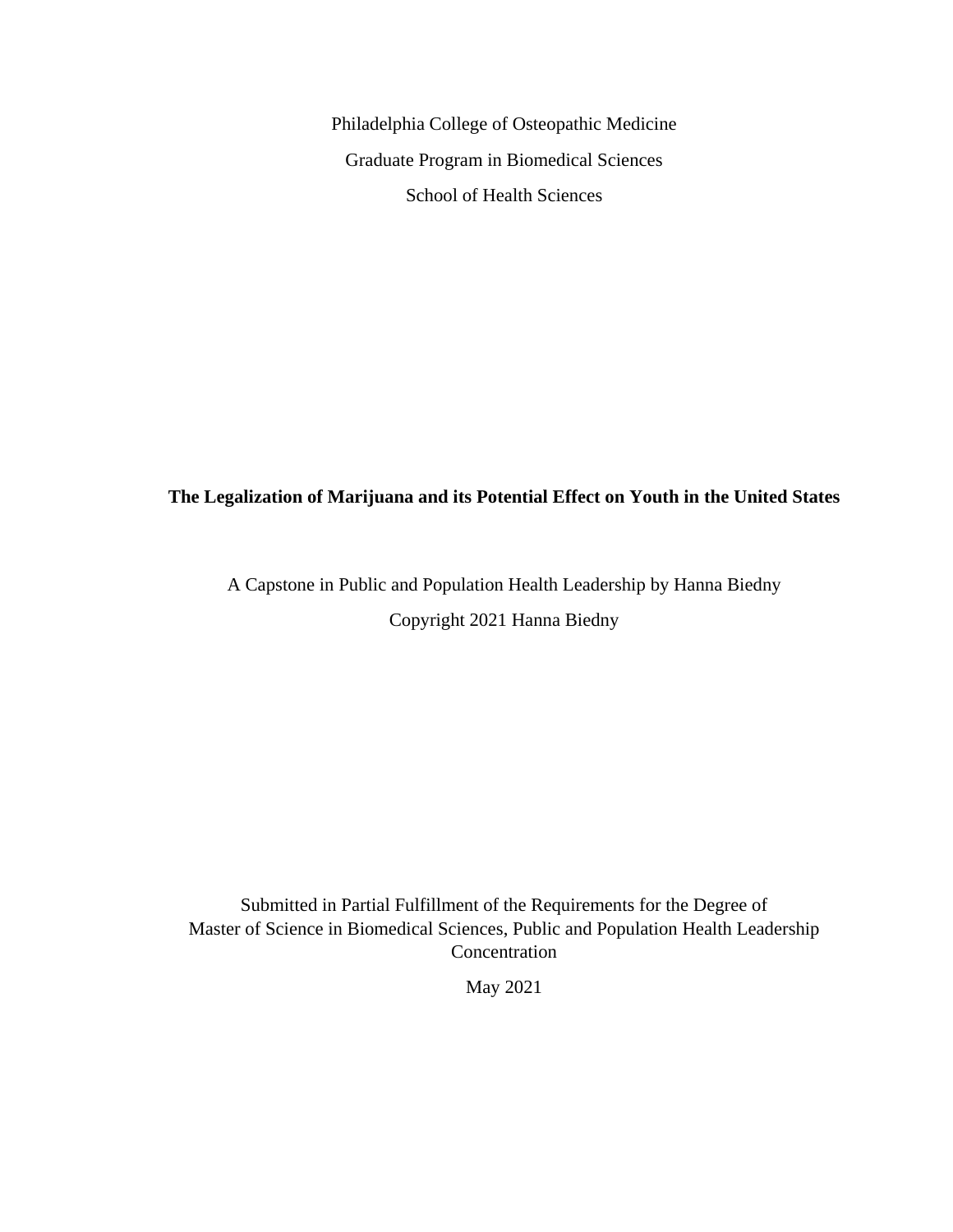Philadelphia College of Osteopathic Medicine

Graduate Program in Biomedical Sciences

School of Health Sciences

**The Legalization of Marijuana and its Potential Effect on Youth in the United States**

A Capstone in Public and Population Health Leadership by Hanna Biedny

Copyright 2021 Hanna Biedny

Submitted in Partial Fulfillment of the Requirements for the Degree of
Master of Science in Biomedical Sciences, Public and Population Health Leadership Concentration

May 2021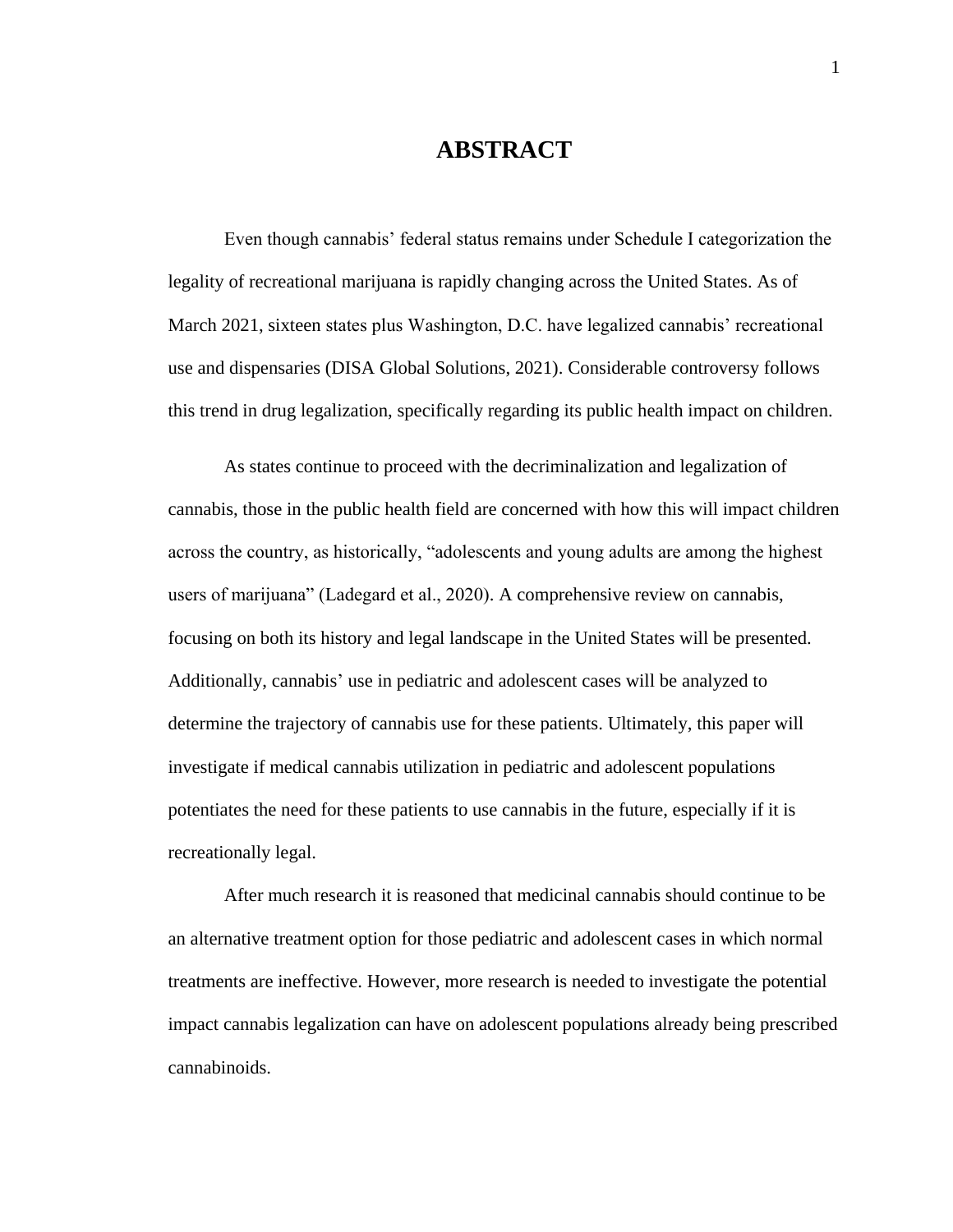# ABSTRACT

Even though cannabis' federal status remains under Schedule I categorization the legality of recreational marijuana is rapidly changing across the United States. As of March 2021, sixteen states plus Washington, D.C. have legalized cannabis' recreational use and dispensaries (DISA Global Solutions, 2021). Considerable controversy follows this trend in drug legalization, specifically regarding its public health impact on children.

As states continue to proceed with the decriminalization and legalization of cannabis, those in the public health field are concerned with how this will impact children across the country, as historically, "adolescents and young adults are among the highest users of marijuana" (Ladegard et al., 2020). A comprehensive review on cannabis, focusing on both its history and legal landscape in the United States will be presented. Additionally, cannabis' use in pediatric and adolescent cases will be analyzed to determine the trajectory of cannabis use for these patients. Ultimately, this paper will investigate if medical cannabis utilization in pediatric and adolescent populations potentiates the need for these patients to use cannabis in the future, especially if it is recreationally legal.

After much research it is reasoned that medicinal cannabis should continue to be an alternative treatment option for those pediatric and adolescent cases in which normal treatments are ineffective. However, more research is needed to investigate the potential impact cannabis legalization can have on adolescent populations already being prescribed cannabinoids.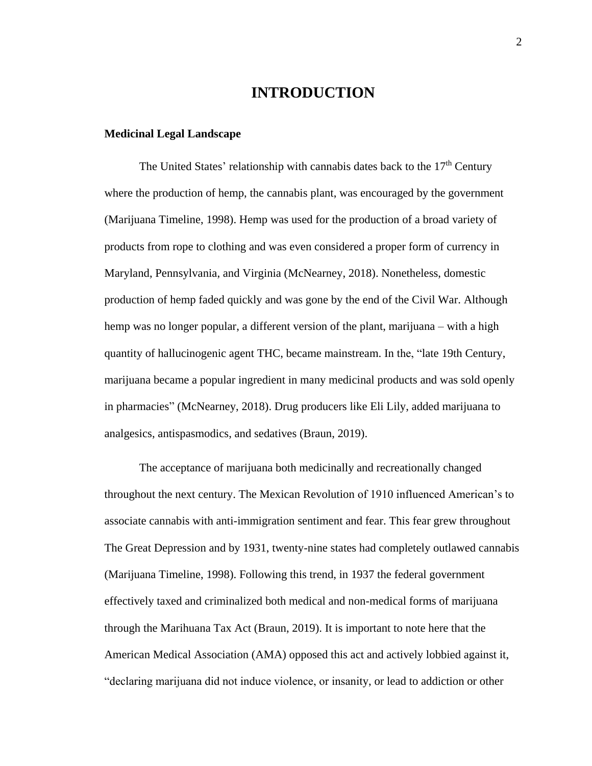# INTRODUCTION

### Medicinal Legal Landscape

The United States' relationship with cannabis dates back to the $17^{th}$ Century where the production of hemp, the cannabis plant, was encouraged by the government (Marijuana Timeline, 1998). Hemp was used for the production of a broad variety of products from rope to clothing and was even considered a proper form of currency in Maryland, Pennsylvania, and Virginia (McNearney, 2018). Nonetheless, domestic production of hemp faded quickly and was gone by the end of the Civil War. Although hemp was no longer popular, a different version of the plant, marijuana – with a high quantity of hallucinogenic agent THC, became mainstream. In the, "late 19th Century, marijuana became a popular ingredient in many medicinal products and was sold openly in pharmacies" (McNearney, 2018). Drug producers like Eli Lily, added marijuana to analgesics, antispasmodics, and sedatives (Braun, 2019).

The acceptance of marijuana both medicinally and recreationally changed throughout the next century. The Mexican Revolution of 1910 influenced American's to associate cannabis with anti-immigration sentiment and fear. This fear grew throughout The Great Depression and by 1931, twenty-nine states had completely outlawed cannabis (Marijuana Timeline, 1998). Following this trend, in 1937 the federal government effectively taxed and criminalized both medical and non-medical forms of marijuana through the Marihuana Tax Act (Braun, 2019). It is important to note here that the American Medical Association (AMA) opposed this act and actively lobbied against it, "declaring marijuana did not induce violence, or insanity, or lead to addiction or other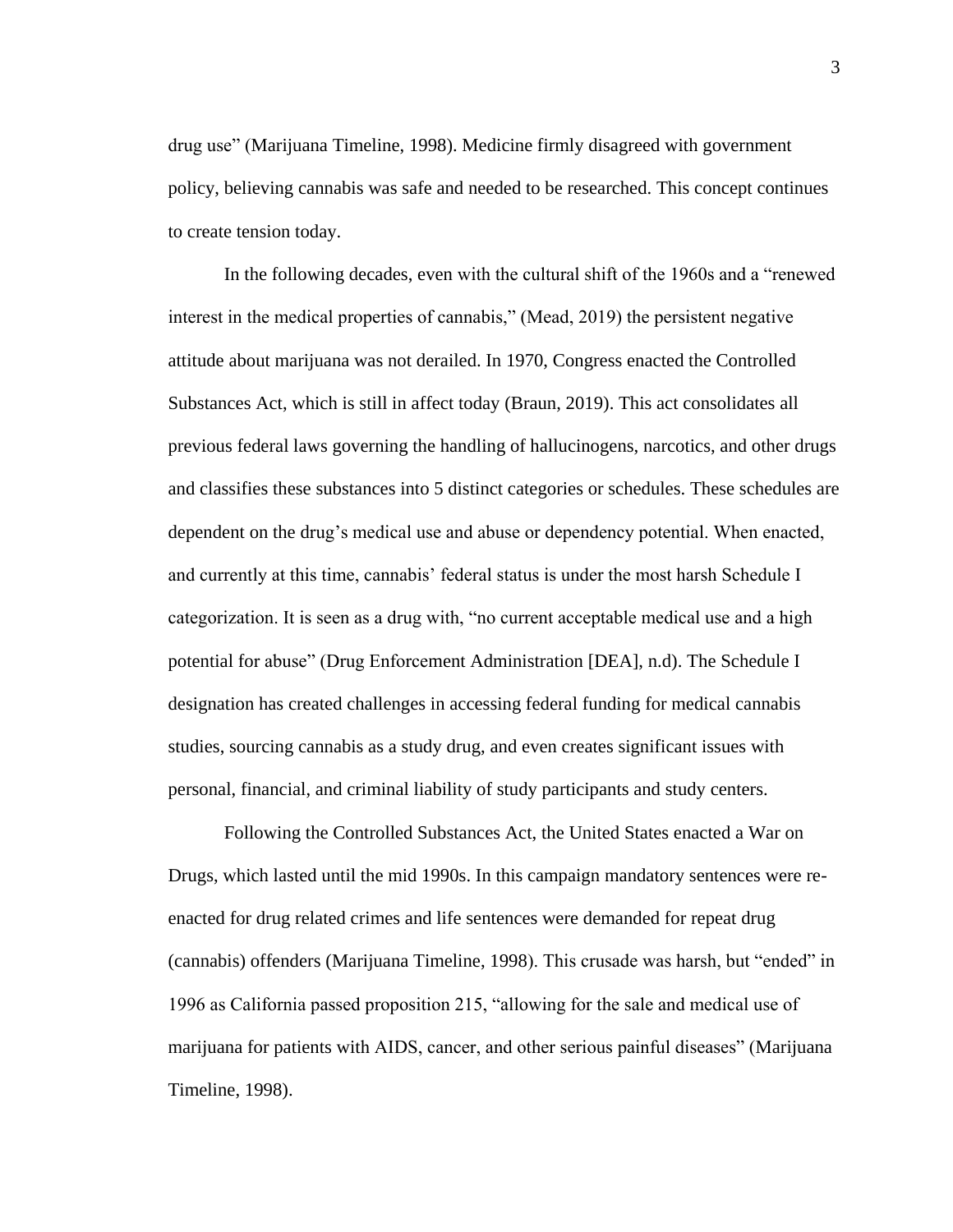drug use" (Marijuana Timeline, 1998). Medicine firmly disagreed with government policy, believing cannabis was safe and needed to be researched. This concept continues to create tension today.

In the following decades, even with the cultural shift of the 1960s and a "renewed interest in the medical properties of cannabis," (Mead, 2019) the persistent negative attitude about marijuana was not derailed. In 1970, Congress enacted the Controlled Substances Act, which is still in affect today (Braun, 2019). This act consolidates all previous federal laws governing the handling of hallucinogens, narcotics, and other drugs and classifies these substances into 5 distinct categories or schedules. These schedules are dependent on the drug's medical use and abuse or dependency potential. When enacted, and currently at this time, cannabis' federal status is under the most harsh Schedule I categorization. It is seen as a drug with, "no current acceptable medical use and a high potential for abuse" (Drug Enforcement Administration [DEA], n.d). The Schedule I designation has created challenges in accessing federal funding for medical cannabis studies, sourcing cannabis as a study drug, and even creates significant issues with personal, financial, and criminal liability of study participants and study centers.

Following the Controlled Substances Act, the United States enacted a War on Drugs, which lasted until the mid 1990s. In this campaign mandatory sentences were re-enacted for drug related crimes and life sentences were demanded for repeat drug (cannabis) offenders (Marijuana Timeline, 1998). This crusade was harsh, but "ended" in 1996 as California passed proposition 215, "allowing for the sale and medical use of marijuana for patients with AIDS, cancer, and other serious painful diseases" (Marijuana Timeline, 1998).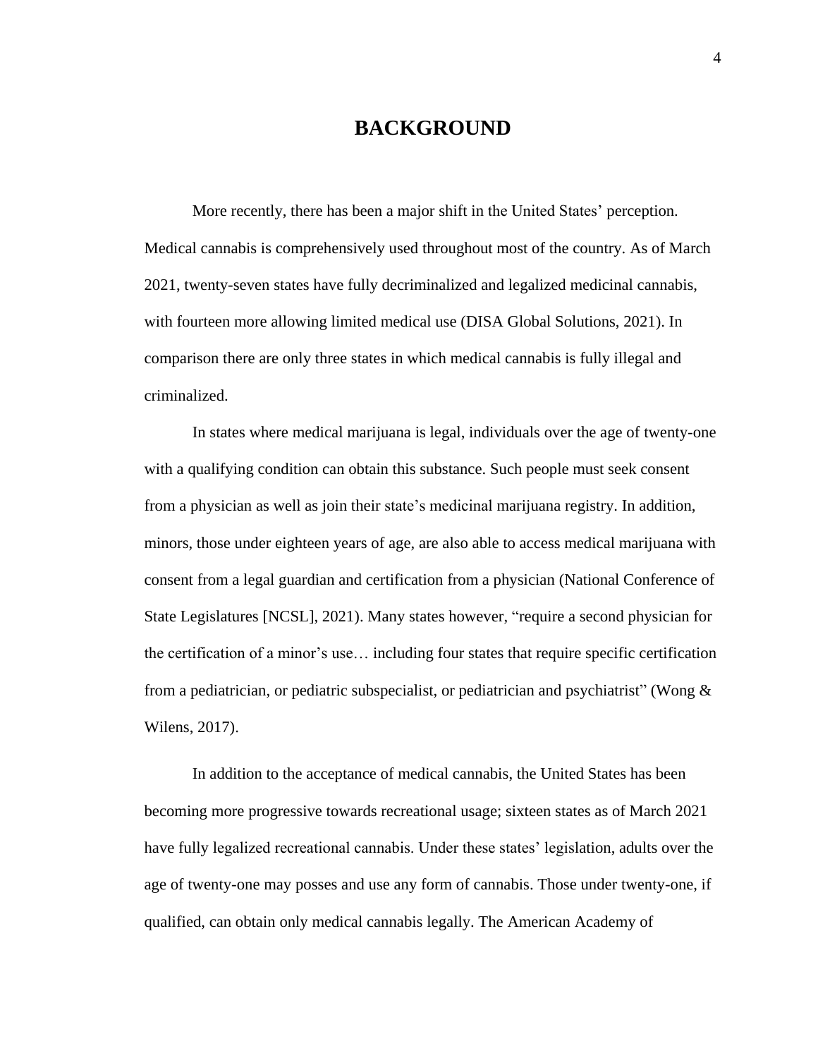# BACKGROUND

More recently, there has been a major shift in the United States' perception. Medical cannabis is comprehensively used throughout most of the country. As of March 2021, twenty-seven states have fully decriminalized and legalized medicinal cannabis, with fourteen more allowing limited medical use (DISA Global Solutions, 2021). In comparison there are only three states in which medical cannabis is fully illegal and criminalized.

In states where medical marijuana is legal, individuals over the age of twenty-one with a qualifying condition can obtain this substance. Such people must seek consent from a physician as well as join their state's medicinal marijuana registry. In addition, minors, those under eighteen years of age, are also able to access medical marijuana with consent from a legal guardian and certification from a physician (National Conference of State Legislatures [NCSL], 2021). Many states however, "require a second physician for the certification of a minor's use… including four states that require specific certification from a pediatrician, or pediatric subspecialist, or pediatrician and psychiatrist" (Wong & Wilens, 2017).

In addition to the acceptance of medical cannabis, the United States has been becoming more progressive towards recreational usage; sixteen states as of March 2021 have fully legalized recreational cannabis. Under these states' legislation, adults over the age of twenty-one may posses and use any form of cannabis. Those under twenty-one, if qualified, can obtain only medical cannabis legally. The American Academy of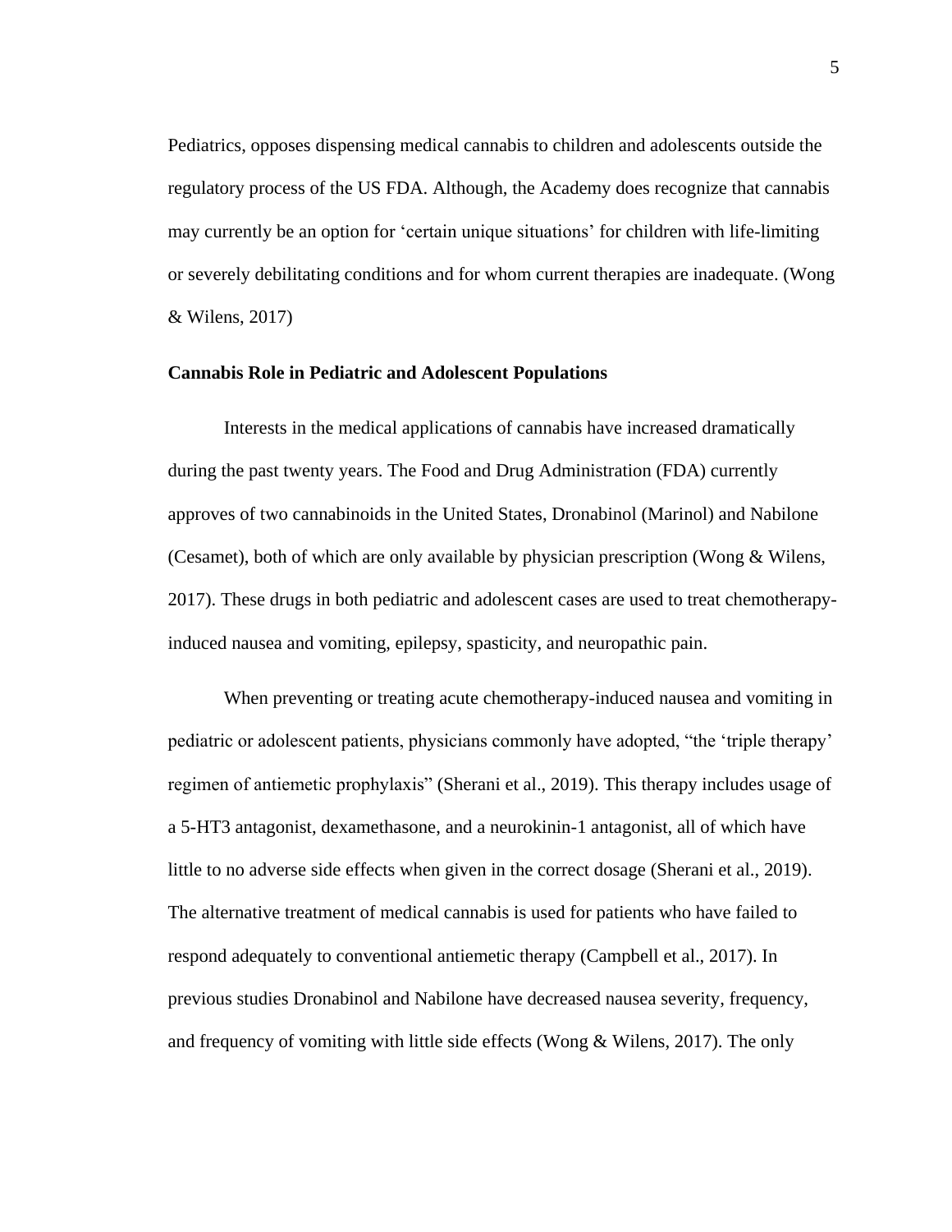Pediatrics, opposes dispensing medical cannabis to children and adolescents outside the regulatory process of the US FDA. Although, the Academy does recognize that cannabis may currently be an option for 'certain unique situations' for children with life-limiting or severely debilitating conditions and for whom current therapies are inadequate. (Wong & Wilens, 2017)

**Cannabis Role in Pediatric and Adolescent Populations**

Interests in the medical applications of cannabis have increased dramatically during the past twenty years. The Food and Drug Administration (FDA) currently approves of two cannabinoids in the United States, Dronabinol (Marinol) and Nabilone (Cesamet), both of which are only available by physician prescription (Wong & Wilens, 2017). These drugs in both pediatric and adolescent cases are used to treat chemotherapy-induced nausea and vomiting, epilepsy, spasticity, and neuropathic pain.

When preventing or treating acute chemotherapy-induced nausea and vomiting in pediatric or adolescent patients, physicians commonly have adopted, "the 'triple therapy' regimen of antiemetic prophylaxis" (Sherani et al., 2019). This therapy includes usage of a 5-HT3 antagonist, dexamethasone, and a neurokinin-1 antagonist, all of which have little to no adverse side effects when given in the correct dosage (Sherani et al., 2019). The alternative treatment of medical cannabis is used for patients who have failed to respond adequately to conventional antiemetic therapy (Campbell et al., 2017). In previous studies Dronabinol and Nabilone have decreased nausea severity, frequency, and frequency of vomiting with little side effects (Wong & Wilens, 2017). The only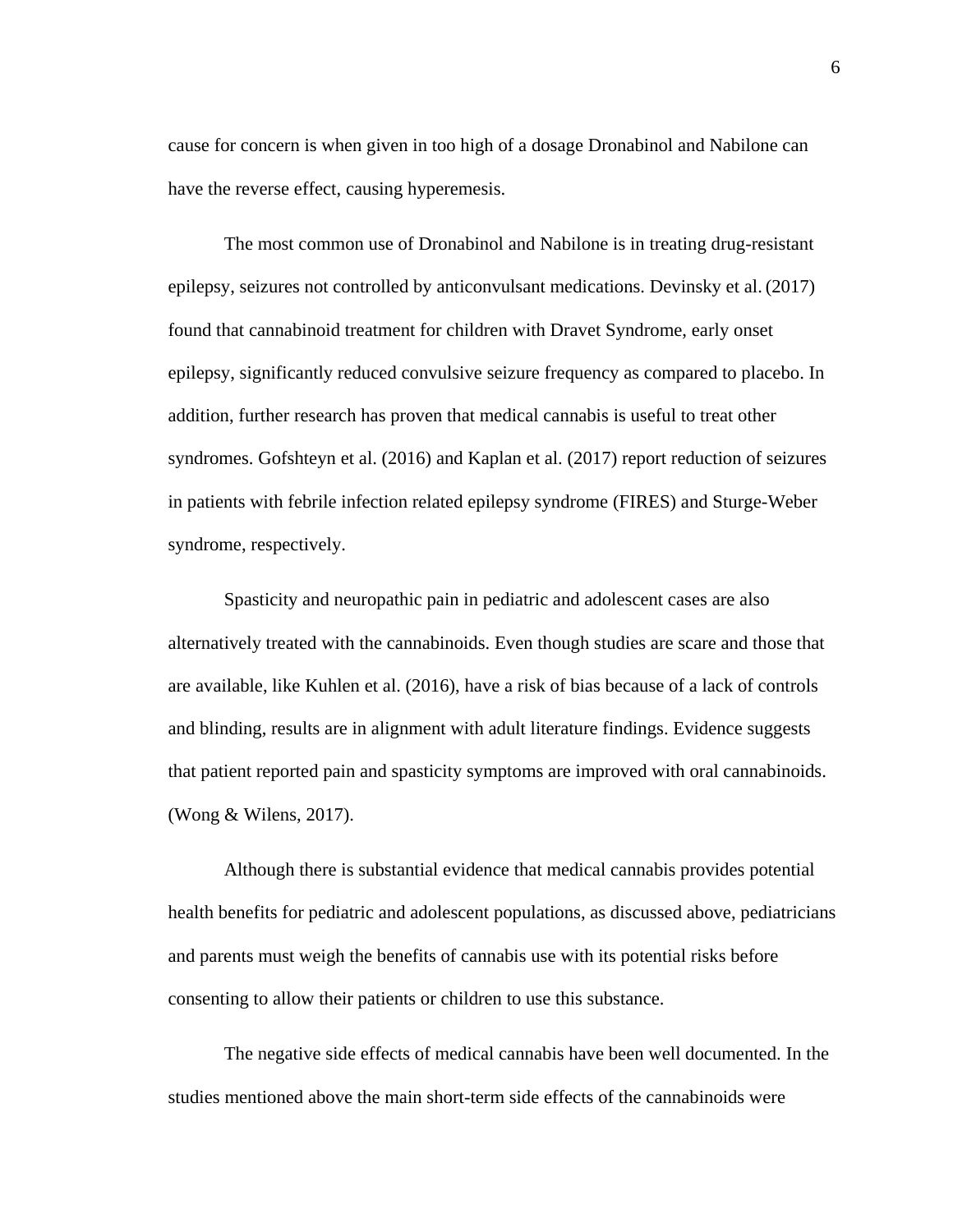cause for concern is when given in too high of a dosage Dronabinol and Nabilone can have the reverse effect, causing hyperemesis.

The most common use of Dronabinol and Nabilone is in treating drug-resistant epilepsy, seizures not controlled by anticonvulsant medications. Devinsky et al. (2017) found that cannabinoid treatment for children with Dravet Syndrome, early onset epilepsy, significantly reduced convulsive seizure frequency as compared to placebo. In addition, further research has proven that medical cannabis is useful to treat other syndromes. Gofshteyn et al. (2016) and Kaplan et al. (2017) report reduction of seizures in patients with febrile infection related epilepsy syndrome (FIRES) and Sturge-Weber syndrome, respectively.

Spasticity and neuropathic pain in pediatric and adolescent cases are also alternatively treated with the cannabinoids. Even though studies are scare and those that are available, like Kuhlen et al. (2016), have a risk of bias because of a lack of controls and blinding, results are in alignment with adult literature findings. Evidence suggests that patient reported pain and spasticity symptoms are improved with oral cannabinoids. (Wong & Wilens, 2017).

Although there is substantial evidence that medical cannabis provides potential health benefits for pediatric and adolescent populations, as discussed above, pediatricians and parents must weigh the benefits of cannabis use with its potential risks before consenting to allow their patients or children to use this substance.

The negative side effects of medical cannabis have been well documented. In the studies mentioned above the main short-term side effects of the cannabinoids were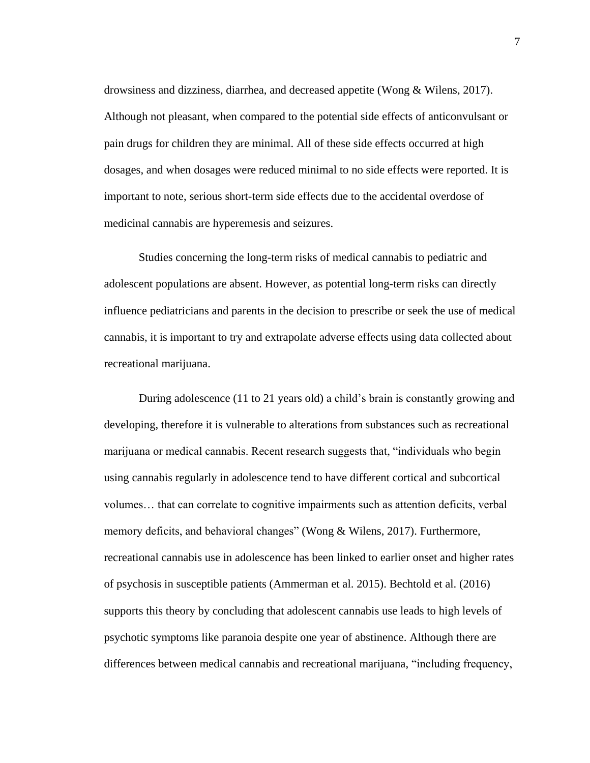drowsiness and dizziness, diarrhea, and decreased appetite (Wong & Wilens, 2017). Although not pleasant, when compared to the potential side effects of anticonvulsant or pain drugs for children they are minimal. All of these side effects occurred at high dosages, and when dosages were reduced minimal to no side effects were reported. It is important to note, serious short-term side effects due to the accidental overdose of medicinal cannabis are hyperemesis and seizures.

Studies concerning the long-term risks of medical cannabis to pediatric and adolescent populations are absent. However, as potential long-term risks can directly influence pediatricians and parents in the decision to prescribe or seek the use of medical cannabis, it is important to try and extrapolate adverse effects using data collected about recreational marijuana.

During adolescence (11 to 21 years old) a child's brain is constantly growing and developing, therefore it is vulnerable to alterations from substances such as recreational marijuana or medical cannabis. Recent research suggests that, "individuals who begin using cannabis regularly in adolescence tend to have different cortical and subcortical volumes… that can correlate to cognitive impairments such as attention deficits, verbal memory deficits, and behavioral changes" (Wong & Wilens, 2017). Furthermore, recreational cannabis use in adolescence has been linked to earlier onset and higher rates of psychosis in susceptible patients (Ammerman et al. 2015). Bechtold et al. (2016) supports this theory by concluding that adolescent cannabis use leads to high levels of psychotic symptoms like paranoia despite one year of abstinence. Although there are differences between medical cannabis and recreational marijuana, "including frequency,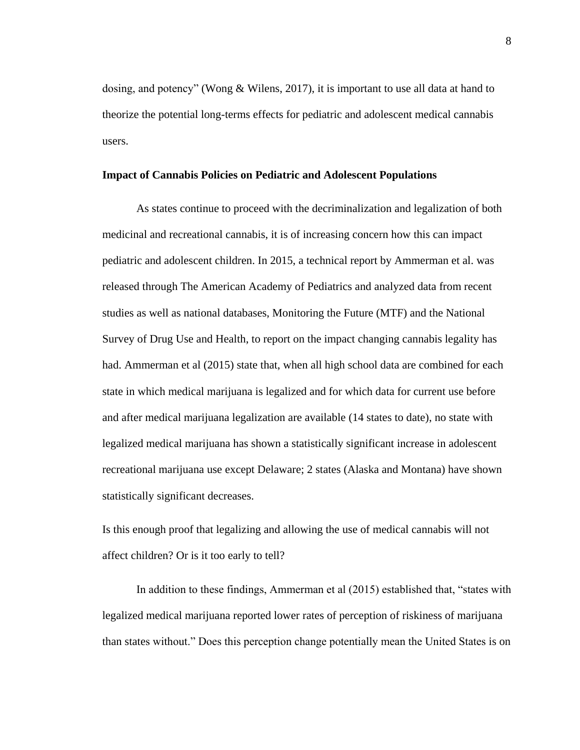dosing, and potency" (Wong & Wilens, 2017), it is important to use all data at hand to theorize the potential long-terms effects for pediatric and adolescent medical cannabis users.

### Impact of Cannabis Policies on Pediatric and Adolescent Populations

As states continue to proceed with the decriminalization and legalization of both medicinal and recreational cannabis, it is of increasing concern how this can impact pediatric and adolescent children. In 2015, a technical report by Ammerman et al. was released through The American Academy of Pediatrics and analyzed data from recent studies as well as national databases, Monitoring the Future (MTF) and the National Survey of Drug Use and Health, to report on the impact changing cannabis legality has had. Ammerman et al (2015) state that, when all high school data are combined for each state in which medical marijuana is legalized and for which data for current use before and after medical marijuana legalization are available (14 states to date), no state with legalized medical marijuana has shown a statistically significant increase in adolescent recreational marijuana use except Delaware; 2 states (Alaska and Montana) have shown statistically significant decreases.

Is this enough proof that legalizing and allowing the use of medical cannabis will not affect children? Or is it too early to tell?

In addition to these findings, Ammerman et al (2015) established that, "states with legalized medical marijuana reported lower rates of perception of riskiness of marijuana than states without." Does this perception change potentially mean the United States is on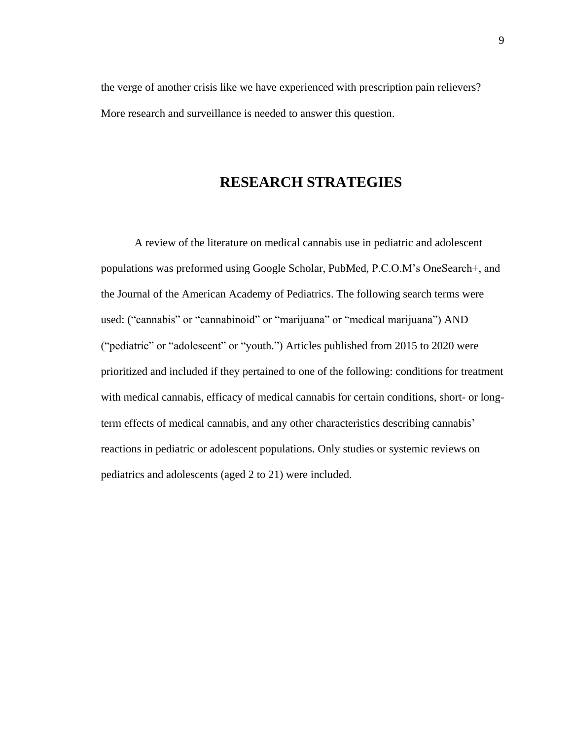the verge of another crisis like we have experienced with prescription pain relievers? More research and surveillance is needed to answer this question.

# RESEARCH STRATEGIES

A review of the literature on medical cannabis use in pediatric and adolescent populations was preformed using Google Scholar, PubMed, P.C.O.M's OneSearch+, and the Journal of the American Academy of Pediatrics. The following search terms were used: ("cannabis" or "cannabinoid" or "marijuana" or "medical marijuana") AND ("pediatric" or "adolescent" or "youth.") Articles published from 2015 to 2020 were prioritized and included if they pertained to one of the following: conditions for treatment with medical cannabis, efficacy of medical cannabis for certain conditions, short- or long-term effects of medical cannabis, and any other characteristics describing cannabis' reactions in pediatric or adolescent populations. Only studies or systemic reviews on pediatrics and adolescents (aged 2 to 21) were included.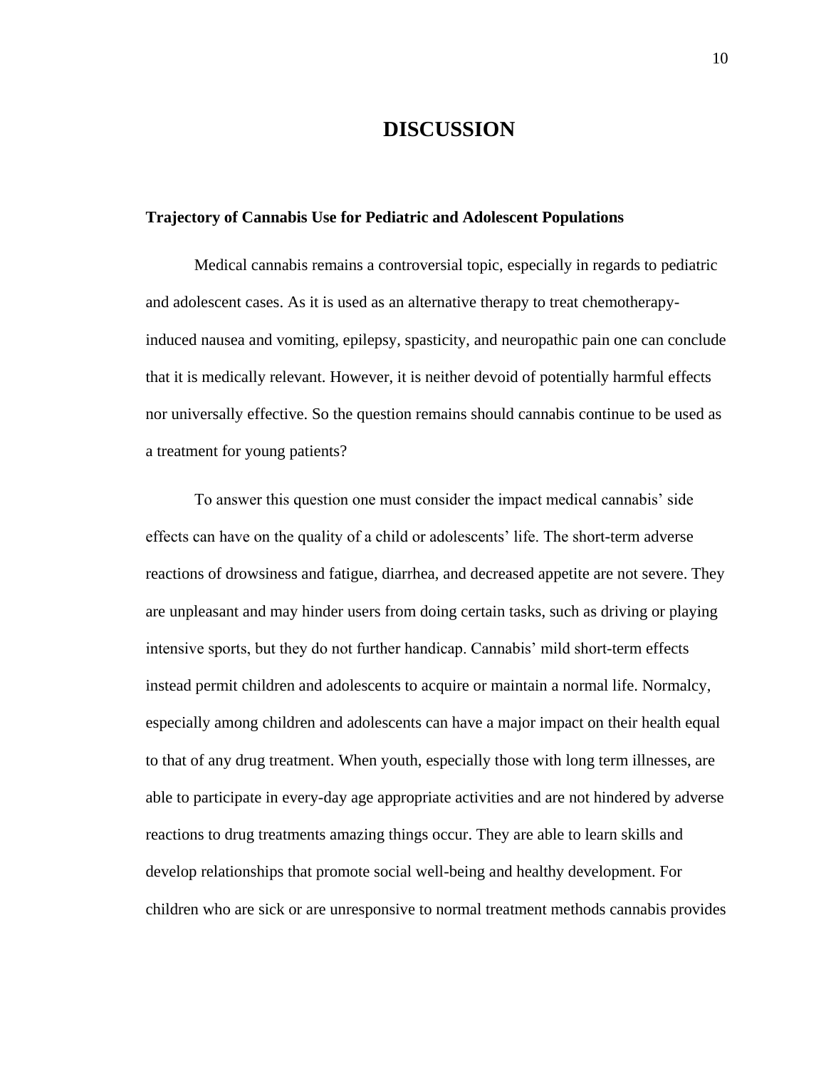# DISCUSSION

## Trajectory of Cannabis Use for Pediatric and Adolescent Populations

Medical cannabis remains a controversial topic, especially in regards to pediatric and adolescent cases. As it is used as an alternative therapy to treat chemotherapy-induced nausea and vomiting, epilepsy, spasticity, and neuropathic pain one can conclude that it is medically relevant. However, it is neither devoid of potentially harmful effects nor universally effective. So the question remains should cannabis continue to be used as a treatment for young patients?

To answer this question one must consider the impact medical cannabis' side effects can have on the quality of a child or adolescents' life. The short-term adverse reactions of drowsiness and fatigue, diarrhea, and decreased appetite are not severe. They are unpleasant and may hinder users from doing certain tasks, such as driving or playing intensive sports, but they do not further handicap. Cannabis' mild short-term effects instead permit children and adolescents to acquire or maintain a normal life. Normalcy, especially among children and adolescents can have a major impact on their health equal to that of any drug treatment. When youth, especially those with long term illnesses, are able to participate in every-day age appropriate activities and are not hindered by adverse reactions to drug treatments amazing things occur. They are able to learn skills and develop relationships that promote social well-being and healthy development. For children who are sick or are unresponsive to normal treatment methods cannabis provides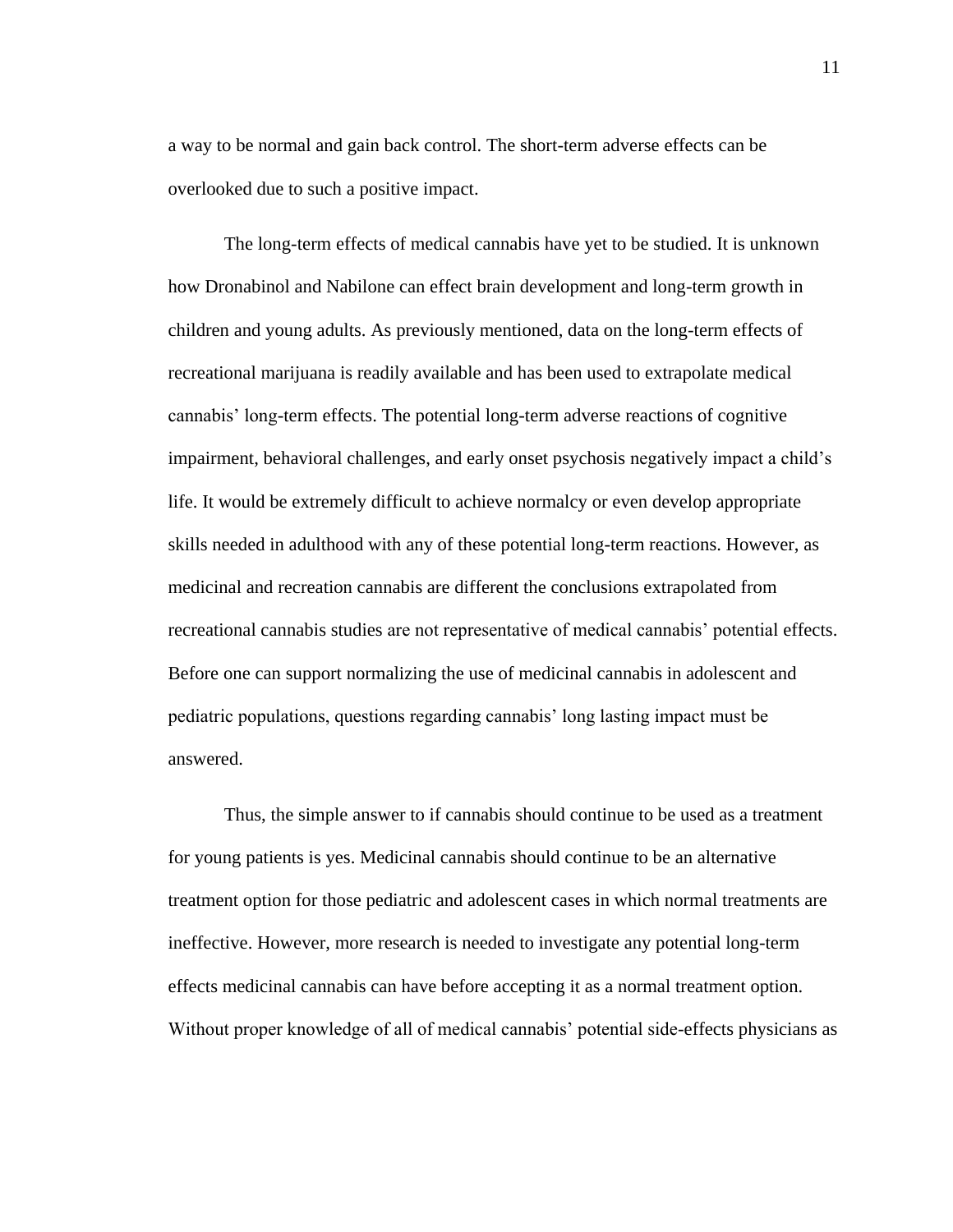a way to be normal and gain back control. The short-term adverse effects can be overlooked due to such a positive impact.

The long-term effects of medical cannabis have yet to be studied. It is unknown how Dronabinol and Nabilone can effect brain development and long-term growth in children and young adults. As previously mentioned, data on the long-term effects of recreational marijuana is readily available and has been used to extrapolate medical cannabis' long-term effects. The potential long-term adverse reactions of cognitive impairment, behavioral challenges, and early onset psychosis negatively impact a child's life. It would be extremely difficult to achieve normalcy or even develop appropriate skills needed in adulthood with any of these potential long-term reactions. However, as medicinal and recreation cannabis are different the conclusions extrapolated from recreational cannabis studies are not representative of medical cannabis' potential effects. Before one can support normalizing the use of medicinal cannabis in adolescent and pediatric populations, questions regarding cannabis' long lasting impact must be answered.

Thus, the simple answer to if cannabis should continue to be used as a treatment for young patients is yes. Medicinal cannabis should continue to be an alternative treatment option for those pediatric and adolescent cases in which normal treatments are ineffective. However, more research is needed to investigate any potential long-term effects medicinal cannabis can have before accepting it as a normal treatment option. Without proper knowledge of all of medical cannabis' potential side-effects physicians as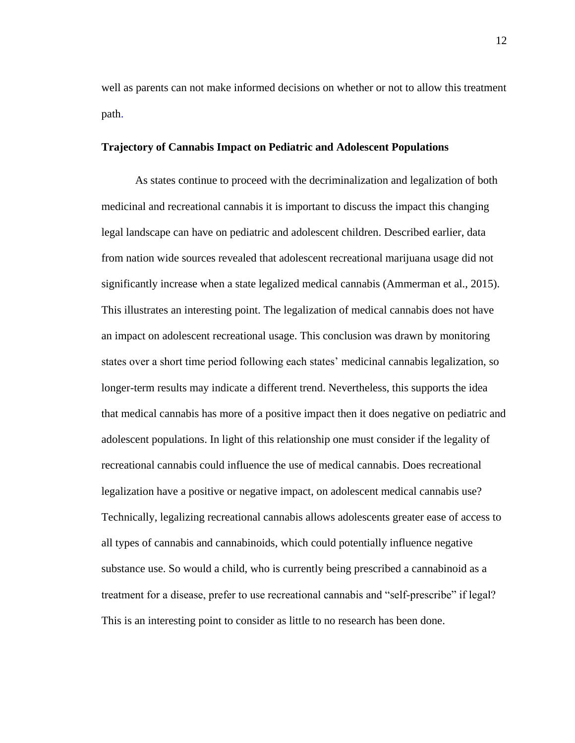well as parents can not make informed decisions on whether or not to allow this treatment path.

**Trajectory of Cannabis Impact on Pediatric and Adolescent Populations**

As states continue to proceed with the decriminalization and legalization of both medicinal and recreational cannabis it is important to discuss the impact this changing legal landscape can have on pediatric and adolescent children. Described earlier, data from nation wide sources revealed that adolescent recreational marijuana usage did not significantly increase when a state legalized medical cannabis (Ammerman et al., 2015). This illustrates an interesting point. The legalization of medical cannabis does not have an impact on adolescent recreational usage. This conclusion was drawn by monitoring states over a short time period following each states' medicinal cannabis legalization, so longer-term results may indicate a different trend. Nevertheless, this supports the idea that medical cannabis has more of a positive impact then it does negative on pediatric and adolescent populations. In light of this relationship one must consider if the legality of recreational cannabis could influence the use of medical cannabis. Does recreational legalization have a positive or negative impact, on adolescent medical cannabis use? Technically, legalizing recreational cannabis allows adolescents greater ease of access to all types of cannabis and cannabinoids, which could potentially influence negative substance use. So would a child, who is currently being prescribed a cannabinoid as a treatment for a disease, prefer to use recreational cannabis and "self-prescribe" if legal? This is an interesting point to consider as little to no research has been done.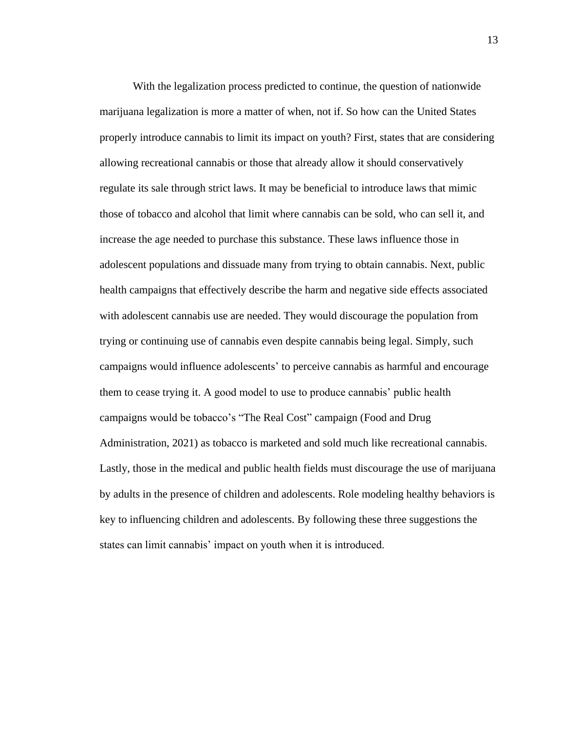With the legalization process predicted to continue, the question of nationwide marijuana legalization is more a matter of when, not if. So how can the United States properly introduce cannabis to limit its impact on youth? First, states that are considering allowing recreational cannabis or those that already allow it should conservatively regulate its sale through strict laws. It may be beneficial to introduce laws that mimic those of tobacco and alcohol that limit where cannabis can be sold, who can sell it, and increase the age needed to purchase this substance. These laws influence those in adolescent populations and dissuade many from trying to obtain cannabis. Next, public health campaigns that effectively describe the harm and negative side effects associated with adolescent cannabis use are needed. They would discourage the population from trying or continuing use of cannabis even despite cannabis being legal. Simply, such campaigns would influence adolescents' to perceive cannabis as harmful and encourage them to cease trying it. A good model to use to produce cannabis' public health campaigns would be tobacco's "The Real Cost" campaign (Food and Drug Administration, 2021) as tobacco is marketed and sold much like recreational cannabis. Lastly, those in the medical and public health fields must discourage the use of marijuana by adults in the presence of children and adolescents. Role modeling healthy behaviors is key to influencing children and adolescents. By following these three suggestions the states can limit cannabis' impact on youth when it is introduced.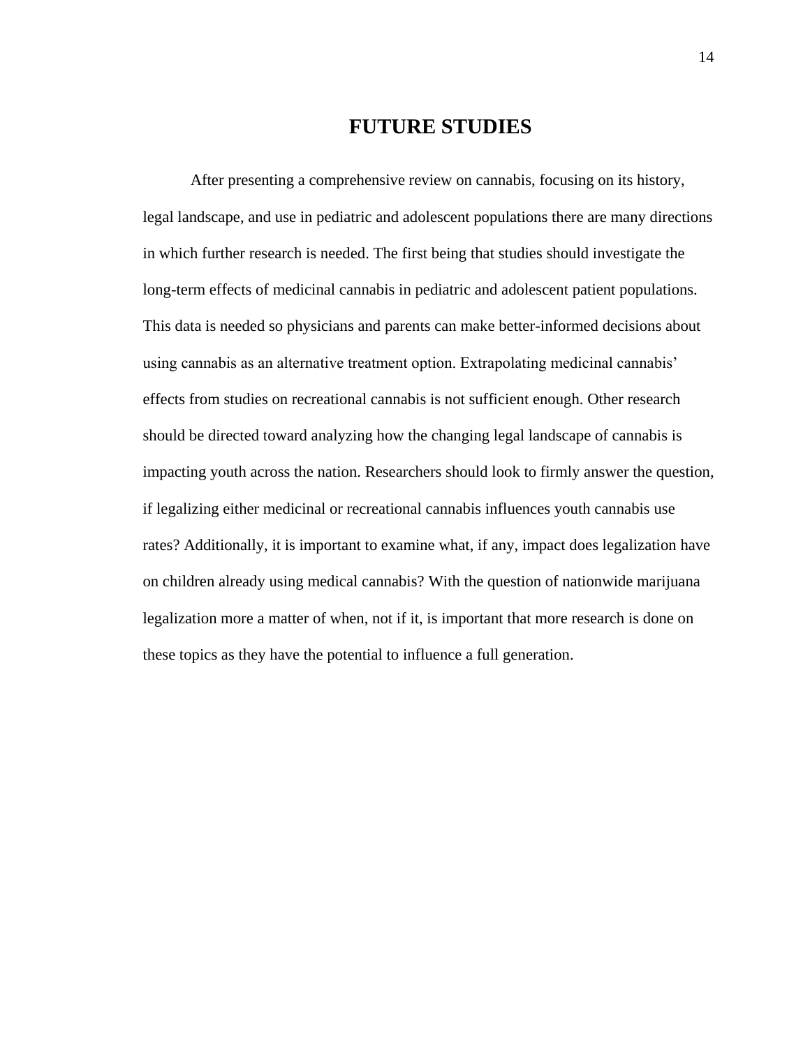# FUTURE STUDIES

After presenting a comprehensive review on cannabis, focusing on its history, legal landscape, and use in pediatric and adolescent populations there are many directions in which further research is needed. The first being that studies should investigate the long-term effects of medicinal cannabis in pediatric and adolescent patient populations. This data is needed so physicians and parents can make better-informed decisions about using cannabis as an alternative treatment option. Extrapolating medicinal cannabis' effects from studies on recreational cannabis is not sufficient enough. Other research should be directed toward analyzing how the changing legal landscape of cannabis is impacting youth across the nation. Researchers should look to firmly answer the question, if legalizing either medicinal or recreational cannabis influences youth cannabis use rates? Additionally, it is important to examine what, if any, impact does legalization have on children already using medical cannabis? With the question of nationwide marijuana legalization more a matter of when, not if it, is important that more research is done on these topics as they have the potential to influence a full generation.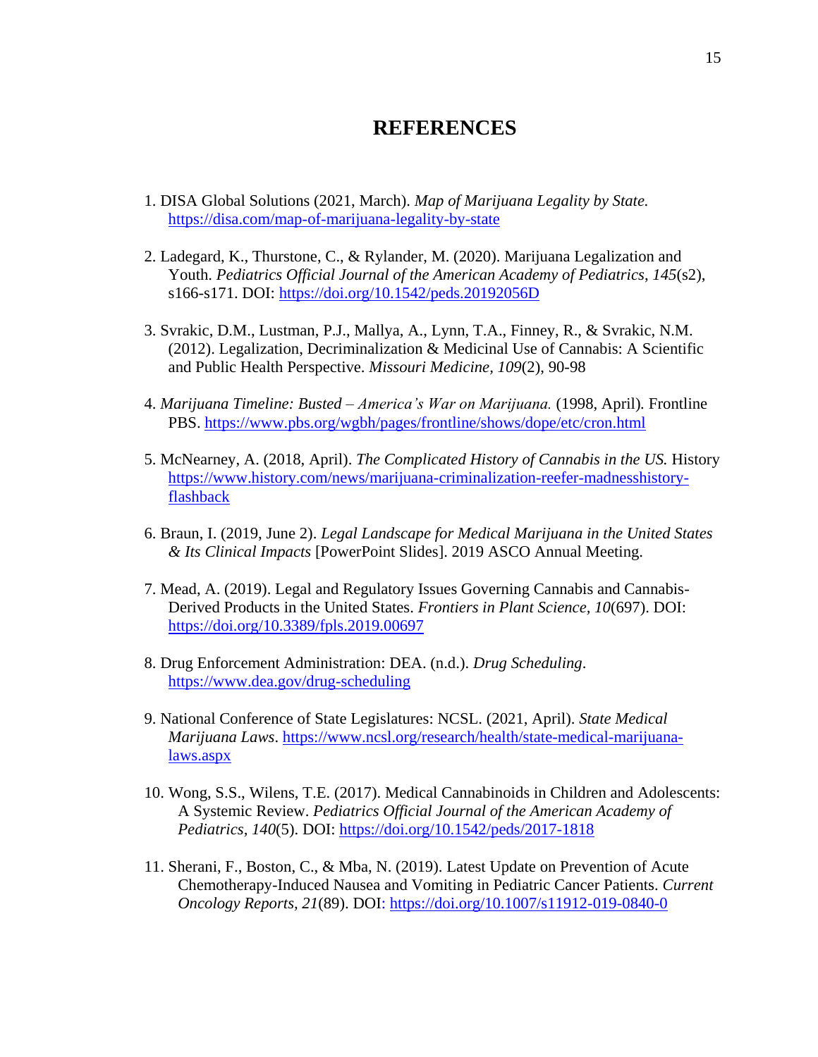# REFERENCES

1. DISA Global Solutions (2021, March). *Map of Marijuana Legality by State.* https://disa.com/map-of-marijuana-legality-by-state

2. Ladegard, K., Thurstone, C., & Rylander, M. (2020). Marijuana Legalization and Youth. *Pediatrics Official Journal of the American Academy of Pediatrics*, *145*(s2), s166-s171. DOI: https://doi.org/10.1542/peds.20192056D

3. Svrakic, D.M., Lustman, P.J., Mallya, A., Lynn, T.A., Finney, R., & Svrakic, N.M. (2012). Legalization, Decriminalization & Medicinal Use of Cannabis: A Scientific and Public Health Perspective. *Missouri Medicine, 109*(2), 90-98

4. *Marijuana Timeline: Busted – America's War on Marijuana.* (1998, April). Frontline PBS. https://www.pbs.org/wgbh/pages/frontline/shows/dope/etc/cron.html

5. McNearney, A. (2018, April). *The Complicated History of Cannabis in the US.* History https://www.history.com/news/marijuana-criminalization-reefer-madnesshistory-flashback

6. Braun, I. (2019, June 2). *Legal Landscape for Medical Marijuana in the United States & Its Clinical Impacts* [PowerPoint Slides]. 2019 ASCO Annual Meeting.

7. Mead, A. (2019). Legal and Regulatory Issues Governing Cannabis and Cannabis-Derived Products in the United States. *Frontiers in Plant Science, 10*(697). DOI: https://doi.org/10.3389/fpls.2019.00697

8. Drug Enforcement Administration: DEA. (n.d.). *Drug Scheduling*. https://www.dea.gov/drug-scheduling

9. National Conference of State Legislatures: NCSL. (2021, April). *State Medical Marijuana Laws*. https://www.ncsl.org/research/health/state-medical-marijuana-laws.aspx

10. Wong, S.S., Wilens, T.E. (2017). Medical Cannabinoids in Children and Adolescents: A Systemic Review. *Pediatrics Official Journal of the American Academy of Pediatrics*, *140*(5). DOI: https://doi.org/10.1542/peds/2017-1818

11. Sherani, F., Boston, C., & Mba, N. (2019). Latest Update on Prevention of Acute Chemotherapy-Induced Nausea and Vomiting in Pediatric Cancer Patients. *Current Oncology Reports, 21*(89). DOI: https://doi.org/10.1007/s11912-019-0840-0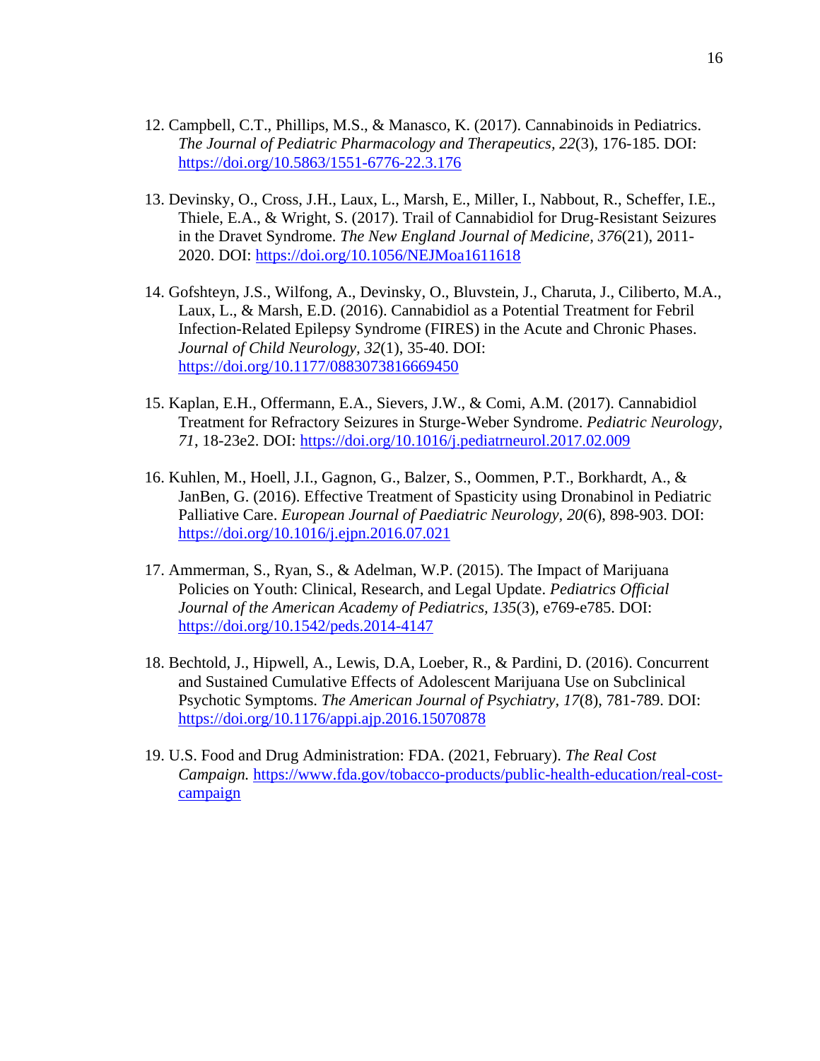12. Campbell, C.T., Phillips, M.S., & Manasco, K. (2017). Cannabinoids in Pediatrics. *The Journal of Pediatric Pharmacology and Therapeutics*, *22*(3), 176-185. DOI: https://doi.org/10.5863/1551-6776-22.3.176

13. Devinsky, O., Cross, J.H., Laux, L., Marsh, E., Miller, I., Nabbout, R., Scheffer, I.E., Thiele, E.A., & Wright, S. (2017). Trail of Cannabidiol for Drug-Resistant Seizures in the Dravet Syndrome. *The New England Journal of Medicine, 376*(21), 2011-2020. DOI: https://doi.org/10.1056/NEJMoa1611618

14. Gofshteyn, J.S., Wilfong, A., Devinsky, O., Bluvstein, J., Charuta, J., Ciliberto, M.A., Laux, L., & Marsh, E.D. (2016). Cannabidiol as a Potential Treatment for Febril Infection-Related Epilepsy Syndrome (FIRES) in the Acute and Chronic Phases. *Journal of Child Neurology*, *32*(1), 35-40. DOI: https://doi.org/10.1177/0883073816669450

15. Kaplan, E.H., Offermann, E.A., Sievers, J.W., & Comi, A.M. (2017). Cannabidiol Treatment for Refractory Seizures in Sturge-Weber Syndrome. *Pediatric Neurology*, *71*, 18-23e2. DOI: https://doi.org/10.1016/j.pediatrneurol.2017.02.009

16. Kuhlen, M., Hoell, J.I., Gagnon, G., Balzer, S., Oommen, P.T., Borkhardt, A., & JanBen, G. (2016). Effective Treatment of Spasticity using Dronabinol in Pediatric Palliative Care. *European Journal of Paediatric Neurology, 20*(6), 898-903. DOI: https://doi.org/10.1016/j.ejpn.2016.07.021

17. Ammerman, S., Ryan, S., & Adelman, W.P. (2015). The Impact of Marijuana Policies on Youth: Clinical, Research, and Legal Update. *Pediatrics Official Journal of the American Academy of Pediatrics, 135*(3), e769-e785. DOI: https://doi.org/10.1542/peds.2014-4147

18. Bechtold, J., Hipwell, A., Lewis, D.A, Loeber, R., & Pardini, D. (2016). Concurrent and Sustained Cumulative Effects of Adolescent Marijuana Use on Subclinical Psychotic Symptoms. *The American Journal of Psychiatry, 17*(8), 781-789. DOI: https://doi.org/10.1176/appi.ajp.2016.15070878

19. U.S. Food and Drug Administration: FDA. (2021, February). *The Real Cost Campaign.* https://www.fda.gov/tobacco-products/public-health-education/real-cost-campaign